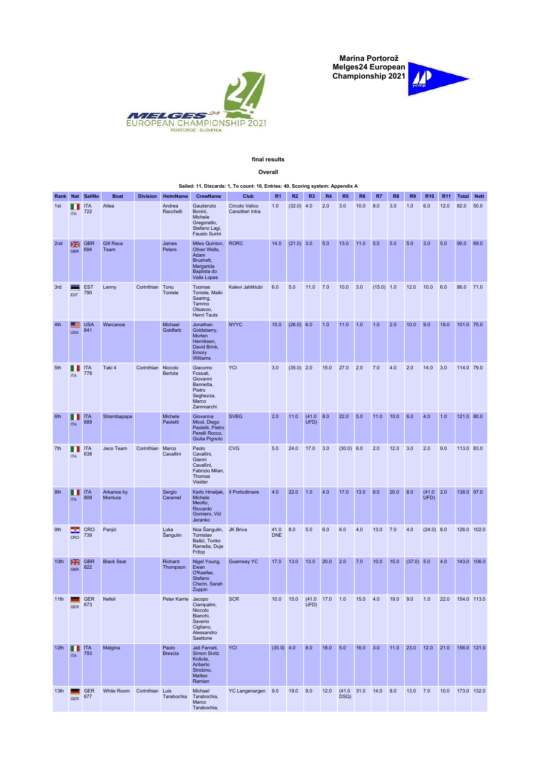**Marina Portorož Melges24 European Championship 2021**

MELGES 24 EUROPEAN CHAMPIONSHIP 2021 PORTOROZ · SLOVENIA

**final results**

**Overall**

**Sailed: 11, Discards: 1, To count: 10, Entries: 40, Scoring system: Appendix A**

| Rank | Nat | SailNo | Boat | Division | HelmName | CrewName | Club | R1 | R2 | R3 | R4 | R5 | R6 | R7 | R8 | R9 | R10 | R11 | Total | Nett |
|---|---|---|---|---|---|---|---|---|---|---|---|---|---|---|---|---|---|---|---|---|
| 1st | ITA | ITA 722 | Altea | | Andrea Racchelli | Gaudenzio Bonini, Michele Gregoratto, Stefano Lagi, Fausto Surini | Circolo Velico Canottieri Intra | 1.0 | (32.0) | 4.0 | 2.0 | 3.0 | 10.0 | 8.0 | 3.0 | 1.0 | 6.0 | 12.0 | 82.0 | 50.0 |
| 2nd | GBR | GBR 694 | Gill Race Team | | James Peters | Miles Quinton, Oliver Wells, Adam Brushett, Margarida Baptista do Valle Lopes | RORC | 14.0 | (21.0) | 3.0 | 5.0 | 13.0 | 11.0 | 5.0 | 5.0 | 5.0 | 3.0 | 5.0 | 90.0 | 69.0 |
| 3rd | EST | EST 790 | Lenny | Corinthian | Tonu Toniste | Toomas Toniste, Maiki Saaring, Tammo Otsasoo, Henri Tauts | Kalevi Jahtklubi | 6.0 | 5.0 | 11.0 | 7.0 | 10.0 | 3.0 | (15.0) | 1.0 | 12.0 | 10.0 | 6.0 | 86.0 | 71.0 |
| 4th | USA | USA 841 | Warcanoe | | Michael Goldfarb | Jonathan Goldsberry, Morten Henriksen, David Brink, Emory Williams | NYYC | 15.0 | (26.0) | 6.0 | 1.0 | 11.0 | 1.0 | 1.0 | 2.0 | 10.0 | 9.0 | 19.0 | 101.0 | 75.0 |
| 5th | ITA | ITA 778 | Taki 4 | Corinthian | Niccolo Bertola | Giacomo Fossati, Giovanni Bannetta, Pietro Seghezza, Marco Zammarchi | YCI | 3.0 | (35.0) | 2.0 | 15.0 | 27.0 | 2.0 | 7.0 | 4.0 | 2.0 | 14.0 | 3.0 | 114.0 | 79.0 |
| 6th | ITA | ITA 689 | Strambapapa | | Michele Paoletti | Giovanna Micol, Diego Paoletti, Pietro Perelli Rocco, Giulia Pignolo | SVBG | 2.0 | 11.0 | (41.0 UFD) | 8.0 | 22.0 | 5.0 | 11.0 | 10.0 | 6.0 | 4.0 | 1.0 | 121.0 | 80.0 |
| 7th | ITA | ITA 638 | Jeco Team | Corinthian | Marco Cavallini | Paolo Cavallini, Gianni Cavallini, Fabrizio Milan, Thomas Vieider | CVG | 5.0 | 24.0 | 17.0 | 3.0 | (30.0) | 6.0 | 2.0 | 12.0 | 3.0 | 2.0 | 9.0 | 113.0 | 83.0 |
| 8th | ITA | ITA 809 | Arkanoe by Montura | | Sergio Caramel | Karlo Hmeljak, Michele Meotto, Riccardo Gomiero, Vid Jeranko | Il Portodimare | 4.0 | 22.0 | 1.0 | 4.0 | 17.0 | 13.0 | 6.0 | 20.0 | 8.0 | (41.0 UFD) | 2.0 | 138.0 | 97.0 |
| 9th | CRO | CRO 739 | Panjić | | Luka Šangulin | Noa Šangulin, Tomislav Bašić, Tonko Rameša, Duje Fržop | JK Briva | 41.0 DNE | 8.0 | 5.0 | 6.0 | 6.0 | 4.0 | 13.0 | 7.0 | 4.0 | (24.0) | 8.0 | 126.0 | 102.0 |
| 10th | GBR | GBR 822 | Black Seal | | Richard Thompson | Nigel Young, Ewan O'Keefee, Stefano Cherin, Sarah Zuppin | Guernsey YC | 17.0 | 13.0 | 13.0 | 20.0 | 2.0 | 7.0 | 10.0 | 15.0 | (37.0) | 5.0 | 4.0 | 143.0 | 106.0 |
| 11th | GER | GER 673 | Nefeli | | Peter Karrie | Jacopo Ciampalini, Niccolo Bianchi, Saverio Cigliano, Alessandro Saettone | SCR | 10.0 | 15.0 | (41.0 UFD) | 17.0 | 1.0 | 15.0 | 4.0 | 19.0 | 9.0 | 1.0 | 22.0 | 154.0 | 113.0 |
| 12th | ITA | ITA 793 | Melgina | | Paolo Brescia | Jaš Farneti, Simon Sivitz Košuta, Ariberto Strobino, Matteo Ramian | YCI | (35.0) | 4.0 | 8.0 | 18.0 | 5.0 | 16.0 | 3.0 | 11.0 | 23.0 | 12.0 | 21.0 | 156.0 | 121.0 |
| 13th | GER | GER 677 | White Room | Corinthian | Luis Tarabochia | Michael Tarabochia, Marco Tarabochia, | YC Langenargen | 9.0 | 19.0 | 9.0 | 12.0 | (41.0 DSQ) | 31.0 | 14.0 | 8.0 | 13.0 | 7.0 | 10.0 | 173.0 | 132.0 |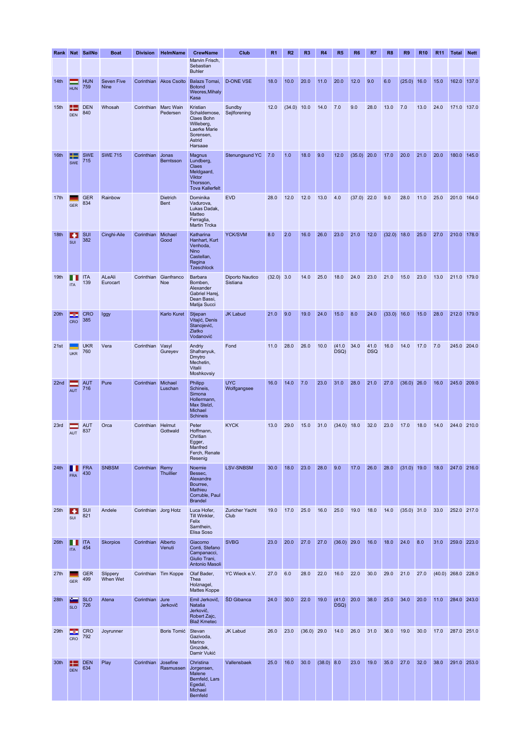| Rank | Nat | SailNo | Boat | Division | HelmName | CrewName | Club | R1 | R2 | R3 | R4 | R5 | R6 | R7 | R8 | R9 | R10 | R11 | Total | Nett |
|---|---|---|---|---|---|---|---|---|---|---|---|---|---|---|---|---|---|---|---|---|
| | | | | | | Marvin Frisch, Sebastian Buhler | | | | | | | | | | | | | | |
| 14th | HUN | HUN 759 | Seven Five Nine | Corinthian | Akos Csolto | Balazs Tomai, Botond Weores,Mihaly Kasa | D-ONE VSE | 18.0 | 10.0 | 20.0 | 11.0 | 20.0 | 12.0 | 9.0 | 6.0 | (25.0) | 16.0 | 15.0 | 162.0 | 137.0 |
| 15th | DEN | DEN 840 | Whosah | Corinthian | Marc Wain Pedersen | Kristian Schaldemose, Claes Bohn Willeberg, Laerke Marie Sorensen, Astrid Harsaae | Sundby Sejlforening | 12.0 | (34.0) | 10.0 | 14.0 | 7.0 | 9.0 | 28.0 | 13.0 | 7.0 | 13.0 | 24.0 | 171.0 | 137.0 |
| 16th | SWE | SWE 715 | SWE 715 | Corinthian | Jonas Berntsson | Magnus Lundberg, Claes Meldgaard, Viktor Thorsson, Tova Kallerfelt | Stenungsund YC | 7.0 | 1.0 | 18.0 | 9.0 | 12.0 | (35.0) | 20.0 | 17.0 | 20.0 | 21.0 | 20.0 | 180.0 | 145.0 |
| 17th | GER | GER 834 | Rainbow | | Dietrich Bent | Dominika Vadurova, Lukas Dadak, Matteo Ferraglia, Martin Trcka | EVD | 28.0 | 12.0 | 12.0 | 13.0 | 4.0 | (37.0) | 22.0 | 9.0 | 28.0 | 11.0 | 25.0 | 201.0 | 164.0 |
| 18th | SUI | SUI 382 | Cinghi-Aile | Corinthian | Michael Good | Katharina Hanhart, Kurt Venhoda, Nino Castellan, Regina Tzeschlock | YCK/SVM | 8.0 | 2.0 | 16.0 | 26.0 | 23.0 | 21.0 | 12.0 | (32.0) | 18.0 | 25.0 | 27.0 | 210.0 | 178.0 |
| 19th | ITA | ITA 139 | ALeAli Eurocart | Corinthian | Gianfranco Noe | Barbara Bomben, Alexander Gabriel Harej, Dean Bassi, Matija Succi | Diporto Nautico Sistiana | (32.0) | 3.0 | 14.0 | 25.0 | 18.0 | 24.0 | 23.0 | 21.0 | 15.0 | 23.0 | 13.0 | 211.0 | 179.0 |
| 20th | CRO | CRO 385 | Iggy | | Karlo Kuret | Stjepan Vitajić, Denis Stanojević, Zlatko Vodanović | JK Labud | 21.0 | 9.0 | 19.0 | 24.0 | 15.0 | 8.0 | 24.0 | (33.0) | 16.0 | 15.0 | 28.0 | 212.0 | 179.0 |
| 21st | UKR | UKR 760 | Vera | Corinthian | Vasyl Gureyev | Andriy Shafranyuk, Dmytro Mechetin, Vitalii Moshkovsiy | Fond | 11.0 | 28.0 | 26.0 | 10.0 | (41.0 DSQ) | 34.0 | 41.0 DSQ | 16.0 | 14.0 | 17.0 | 7.0 | 245.0 | 204.0 |
| 22nd | AUT | AUT 716 | Pure | Corinthian | Michael Luschan | Philipp Schineis, Simona Hollermann, Max Stelzl, Michael Schineis | UYC Wolfgangsee | 16.0 | 14.0 | 7.0 | 23.0 | 31.0 | 28.0 | 21.0 | 27.0 | (36.0) | 26.0 | 16.0 | 245.0 | 209.0 |
| 23rd | AUT | AUT 837 | Orca | Corinthian | Helmut Gottwald | Peter Hoffmann, Chritian Egger, Manfred Ferch, Renate Resenig | KYCK | 13.0 | 29.0 | 15.0 | 31.0 | (34.0) | 18.0 | 32.0 | 23.0 | 17.0 | 18.0 | 14.0 | 244.0 | 210.0 |
| 24th | FRA | FRA 430 | SNBSM | Corinthian | Remy Thuillier | Noemie Bessec, Alexandre Bourree, Mathieu Corruble, Paul Brandel | LSV-SNBSM | 30.0 | 18.0 | 23.0 | 28.0 | 9.0 | 17.0 | 26.0 | 28.0 | (31.0) | 19.0 | 18.0 | 247.0 | 216.0 |
| 25th | SUI | SUI 821 | Andele | Corinthian | Jorg Hotz | Luca Hofer, Till Winkler, Felix Sarnthein, Elisa Soso | Zuricher Yacht Club | 19.0 | 17.0 | 25.0 | 16.0 | 25.0 | 19.0 | 18.0 | 14.0 | (35.0) | 31.0 | 33.0 | 252.0 | 217.0 |
| 26th | ITA | ITA 454 | Skorpios | Corinthian | Alberto Venuti | Giacomo Conti, Stefano Campanacci, Giulio Trani, Antonio Masoli | SVBG | 23.0 | 20.0 | 27.0 | 27.0 | (36.0) | 29.0 | 16.0 | 18.0 | 24.0 | 8.0 | 31.0 | 259.0 | 223.0 |
| 27th | GER | GER 499 | Slippery When Wet | Corinthian | Tim Koppe | Olaf Bader, Thea Holznagel, Mattes Koppe | YC Wieck e.V. | 27.0 | 6.0 | 28.0 | 22.0 | 16.0 | 22.0 | 30.0 | 29.0 | 21.0 | 27.0 | (40.0) | 268.0 | 228.0 |
| 28th | SLO | SLO 726 | Atena | Corinthian | Jure Jerkovič | Emil Jerkovič, Nataša Jerkovič, Robert Zajc, Blaž Kmetec | ŠD Gibanca | 24.0 | 30.0 | 22.0 | 19.0 | (41.0 DSQ) | 20.0 | 38.0 | 25.0 | 34.0 | 20.0 | 11.0 | 284.0 | 243.0 |
| 29th | CRO | CRO 792 | Joyrunner | | Boris Tomić | Stevan Gazivoda, Marino Grozdek, Damir Vukić | JK Labud | 26.0 | 23.0 | (36.0) | 29.0 | 14.0 | 26.0 | 31.0 | 36.0 | 19.0 | 30.0 | 17.0 | 287.0 | 251.0 |
| 30th | DEN | DEN 634 | Play | Corinthian | Josefine Rasmussen | Christina Jorgensen, Malene Bernfeld, Lars Egedal, Michael Bernfeld | Vallensbaek | 25.0 | 16.0 | 30.0 | (38.0) | 8.0 | 23.0 | 19.0 | 35.0 | 27.0 | 32.0 | 38.0 | 291.0 | 253.0 |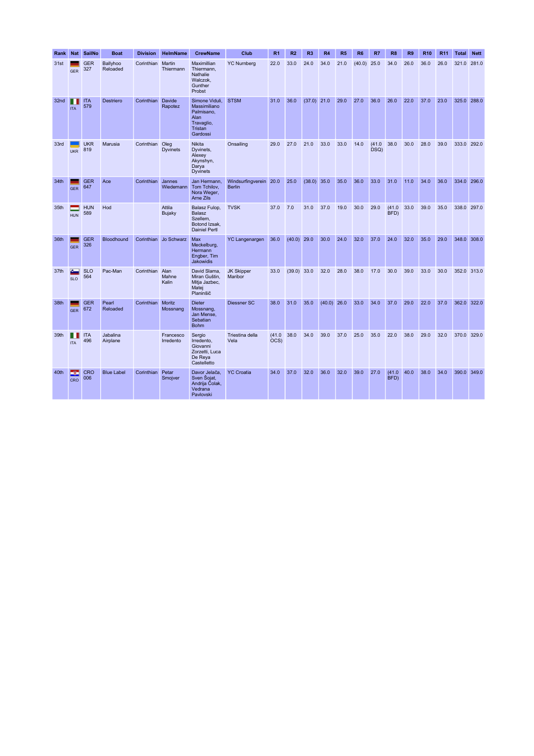| Rank | Nat | SailNo | Boat | Division | HelmName | CrewName | Club | R1 | R2 | R3 | R4 | R5 | R6 | R7 | R8 | R9 | R10 | R11 | Total | Nett |
|---|---|---|---|---|---|---|---|---|---|---|---|---|---|---|---|---|---|---|---|---|
| 31st | GER | GER 327 | Ballyhoo Reloaded | Corinthian | Martin Thiermann | Maximillian Thiermann, Nathalie Walczok, Gunther Probst | YC Nurnberg | 22.0 | 33.0 | 24.0 | 34.0 | 21.0 | (40.0) | 25.0 | 34.0 | 26.0 | 36.0 | 26.0 | 321.0 | 281.0 |
| 32nd | ITA | ITA 579 | Destriero | Corinthian | Davide Rapotez | Simone Viduli, Massimiliano Palmisano, Alan Travaglio, Tristan Gardossi | STSM | 31.0 | 36.0 | (37.0) | 21.0 | 29.0 | 27.0 | 36.0 | 26.0 | 22.0 | 37.0 | 23.0 | 325.0 | 288.0 |
| 33rd | UKR | UKR 819 | Marusia | Corinthian | Oleg Dyvinets | Nikita Dyvinets, Alexey Akynshyn, Darya Dyvinets | Onsailing | 29.0 | 27.0 | 21.0 | 33.0 | 33.0 | 14.0 | (41.0 DSQ) | 38.0 | 30.0 | 28.0 | 39.0 | 333.0 | 292.0 |
| 34th | GER | GER 647 | Ace | Corinthian | Jannes Wiedemann | Jan Hermann, Tom Tchilov, Nora Weger, Arne Zils | Windsurfingverein Berlin | 20.0 | 25.0 | (38.0) | 35.0 | 35.0 | 36.0 | 33.0 | 31.0 | 11.0 | 34.0 | 36.0 | 334.0 | 296.0 |
| 35th | HUN | HUN 589 | Hod | | Attila Bujaky | Balasz Fulop, Balasz Szellem, Botond Izsak, Dainiel Pertl | TVSK | 37.0 | 7.0 | 31.0 | 37.0 | 19.0 | 30.0 | 29.0 | (41.0 BFD) | 33.0 | 39.0 | 35.0 | 338.0 | 297.0 |
| 36th | GER | GER 326 | Bloodhound | Corinthian | Jo Schwarz | Max Meckelburg, Hermann Engber, Tim Jakowidis | YC Langenargen | 36.0 | (40.0) | 29.0 | 30.0 | 24.0 | 32.0 | 37.0 | 24.0 | 32.0 | 35.0 | 29.0 | 348.0 | 308.0 |
| 37th | SLO | SLO 564 | Pac-Man | Corinthian | Alan Mahne Kalin | David Slama, Miran Guštin, Mitja Jazbec, Matej Planinšič | JK Skipper Maribor | 33.0 | (39.0) | 33.0 | 32.0 | 28.0 | 38.0 | 17.0 | 30.0 | 39.0 | 33.0 | 30.0 | 352.0 | 313.0 |
| 38th | GER | GER 672 | Pearl Reloaded | Corinthian | Moritz Mossnang | Dieter Mossnang, Jan Mense, Sebatian Bohm | Diessner SC | 38.0 | 31.0 | 35.0 | (40.0) | 26.0 | 33.0 | 34.0 | 37.0 | 29.0 | 22.0 | 37.0 | 362.0 | 322.0 |
| 39th | ITA | ITA 496 | Jabalina Airplane | | Francesco Irredento | Sergio Irredento, Giovanni Zorzetti, Luca De Reya Castelletto | Triestina della Vela | (41.0 OCS) | 38.0 | 34.0 | 39.0 | 37.0 | 25.0 | 35.0 | 22.0 | 38.0 | 29.0 | 32.0 | 370.0 | 329.0 |
| 40th | CRO | CRO 006 | Blue Label | Corinthian | Petar Smojver | Davor Jelača, Sven Šojat, Andrija Čolak, Vedrana Pavlovski | YC Croatia | 34.0 | 37.0 | 32.0 | 36.0 | 32.0 | 39.0 | 27.0 | (41.0 BFD) | 40.0 | 38.0 | 34.0 | 390.0 | 349.0 |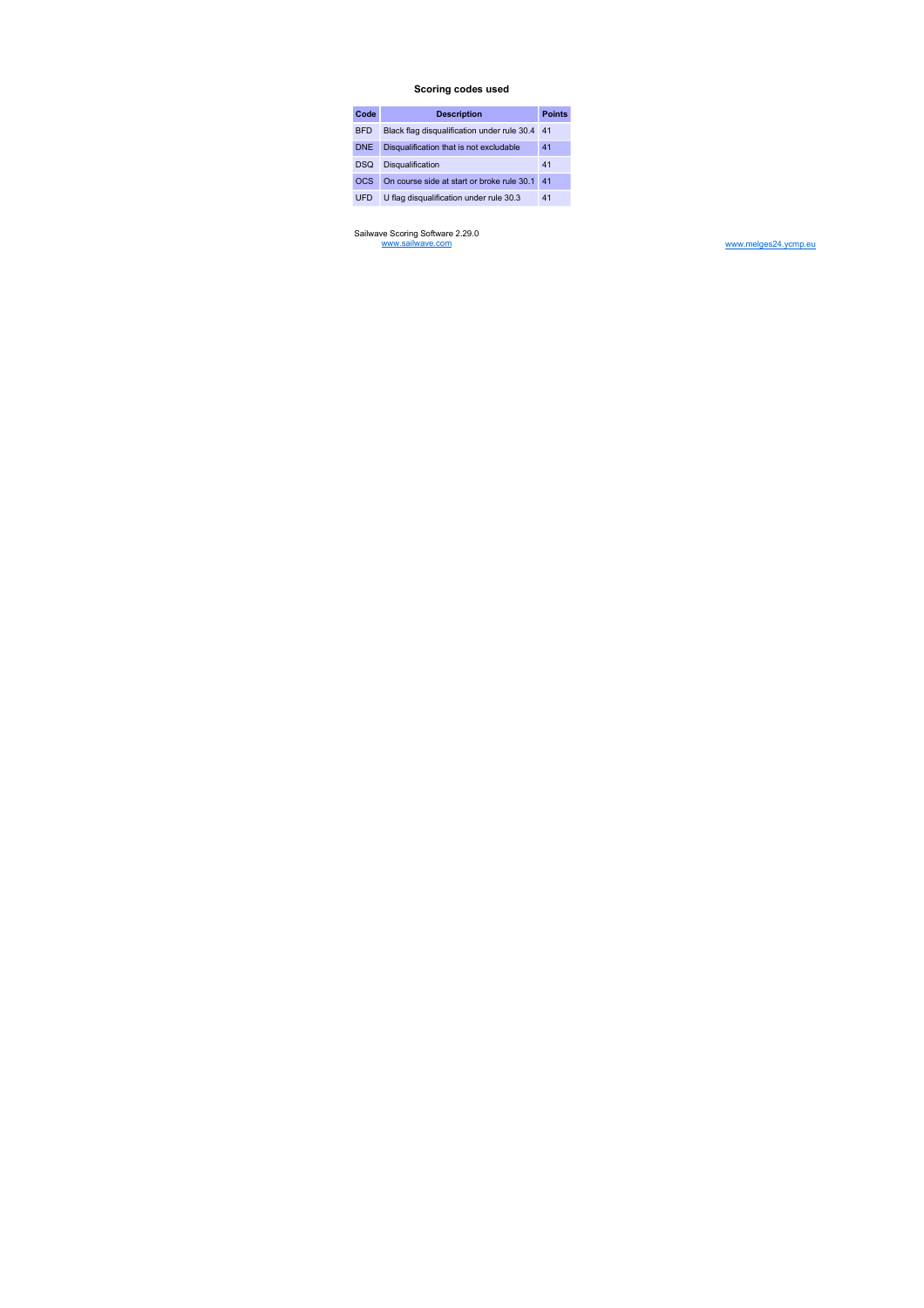### Scoring codes used

| Code | Description | Points |
|---|---|---|
| BFD | Black flag disqualification under rule 30.4 | 41 |
| DNE | Disqualification that is not excludable | 41 |
| DSQ | Disqualification | 41 |
| OCS | On course side at start or broke rule 30.1 | 41 |
| UFD | U flag disqualification under rule 30.3 | 41 |

Sailwave Scoring Software 2.29.0
www.sailwave.com

www.melges24.ycmp.eu